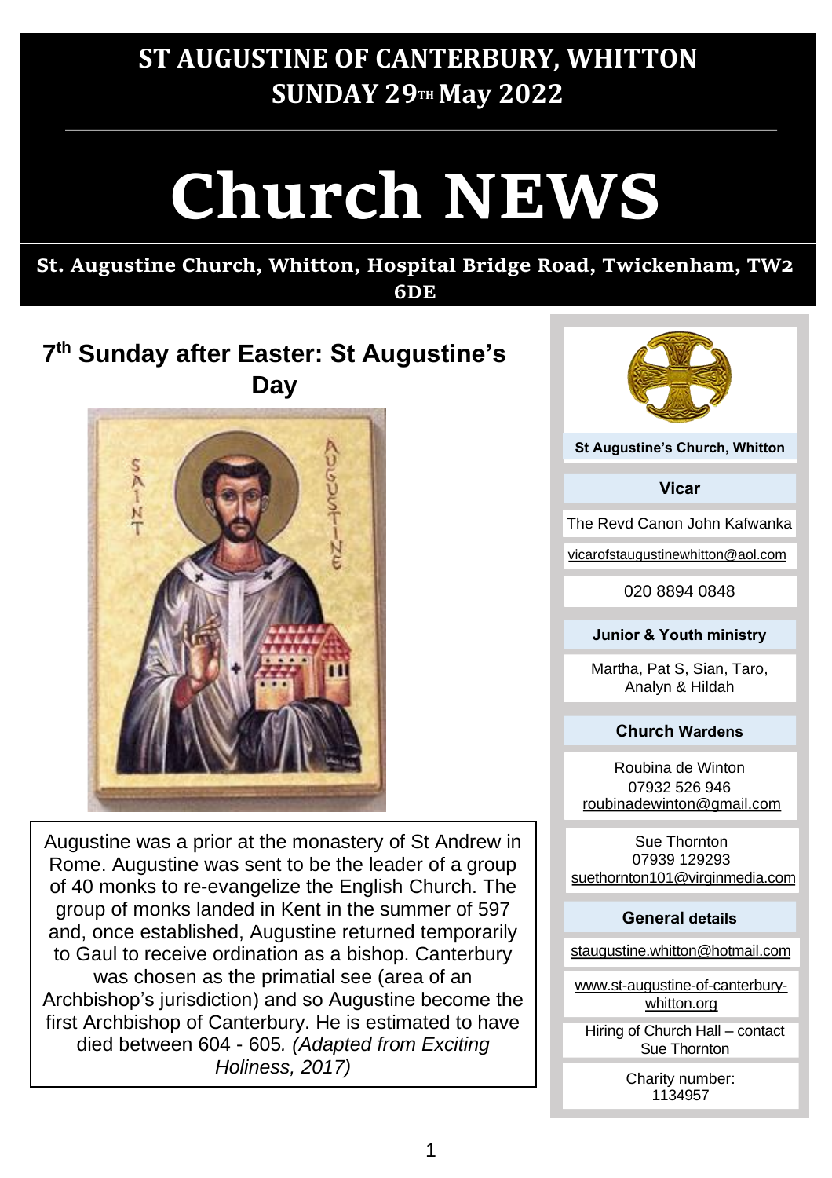# ST AUGUSTINE OF CANTERBURY, WHITTON
## SUNDAY 29TH May 2022

# Church NEWS

**St. Augustine Church, Whitton, Hospital Bridge Road, Twickenham, TW2 6DE**

## 7th Sunday after Easter: St Augustine's Day

Augustine was a prior at the monastery of St Andrew in Rome. Augustine was sent to be the leader of a group of 40 monks to re-evangelize the English Church. The group of monks landed in Kent in the summer of 597 and, once established, Augustine returned temporarily to Gaul to receive ordination as a bishop. Canterbury was chosen as the primatial see (area of an Archbishop's jurisdiction) and so Augustine become the first Archbishop of Canterbury. He is estimated to have died between 604 - 605. *(Adapted from Exciting Holiness, 2017)*

---

**St Augustine's Church, Whitton**

**Vicar**

The Revd Canon John Kafwanka

vicarofstaugustinewhitton@aol.com

020 8894 0848

**Junior & Youth ministry**

Martha, Pat S, Sian, Taro, Analyn & Hildah

**Church Wardens**

Roubina de Winton
07932 526 946
roubinadewinton@gmail.com

Sue Thornton
07939 129293
suethornton101@virginmedia.com

**General details**

staugustine.whitton@hotmail.com

www.st-augustine-of-canterbury-whitton.org

Hiring of Church Hall – contact Sue Thornton

Charity number: 1134957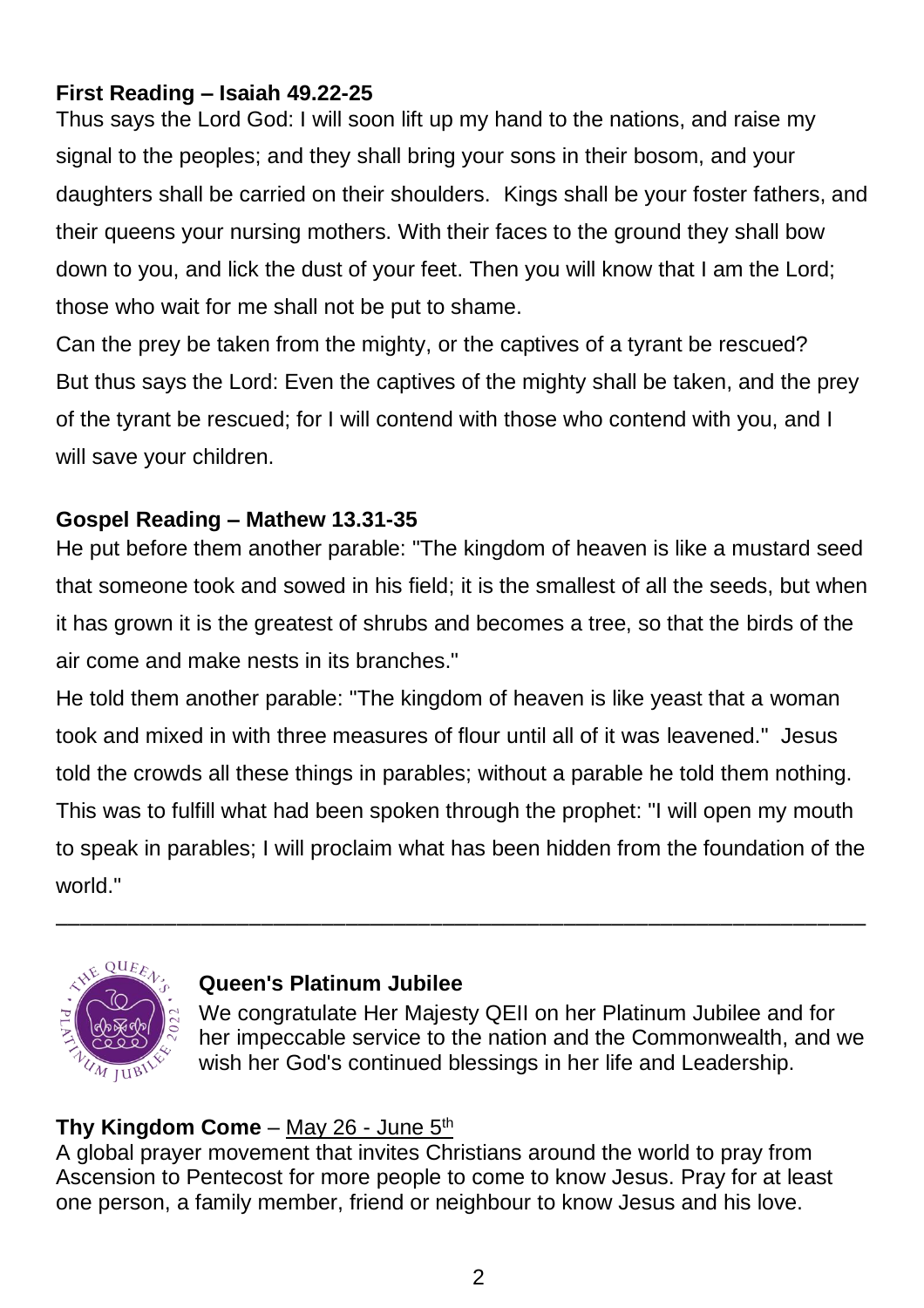**First Reading – Isaiah 49.22-25**

Thus says the Lord God: I will soon lift up my hand to the nations, and raise my signal to the peoples; and they shall bring your sons in their bosom, and your daughters shall be carried on their shoulders. Kings shall be your foster fathers, and their queens your nursing mothers. With their faces to the ground they shall bow down to you, and lick the dust of your feet. Then you will know that I am the Lord; those who wait for me shall not be put to shame.

Can the prey be taken from the mighty, or the captives of a tyrant be rescued?

But thus says the Lord: Even the captives of the mighty shall be taken, and the prey of the tyrant be rescued; for I will contend with those who contend with you, and I will save your children.

**Gospel Reading – Mathew 13.31-35**

He put before them another parable: "The kingdom of heaven is like a mustard seed that someone took and sowed in his field; it is the smallest of all the seeds, but when it has grown it is the greatest of shrubs and becomes a tree, so that the birds of the air come and make nests in its branches."

He told them another parable: "The kingdom of heaven is like yeast that a woman took and mixed in with three measures of flour until all of it was leavened." Jesus told the crowds all these things in parables; without a parable he told them nothing. This was to fulfill what had been spoken through the prophet: "I will open my mouth to speak in parables; I will proclaim what has been hidden from the foundation of the world."

---

**Queen's Platinum Jubilee**

We congratulate Her Majesty QEII on her Platinum Jubilee and for her impeccable service to the nation and the Commonwealth, and we wish her God's continued blessings in her life and Leadership.

**Thy Kingdom Come** – May 26 - June 5th

A global prayer movement that invites Christians around the world to pray from Ascension to Pentecost for more people to come to know Jesus. Pray for at least one person, a family member, friend or neighbour to know Jesus and his love.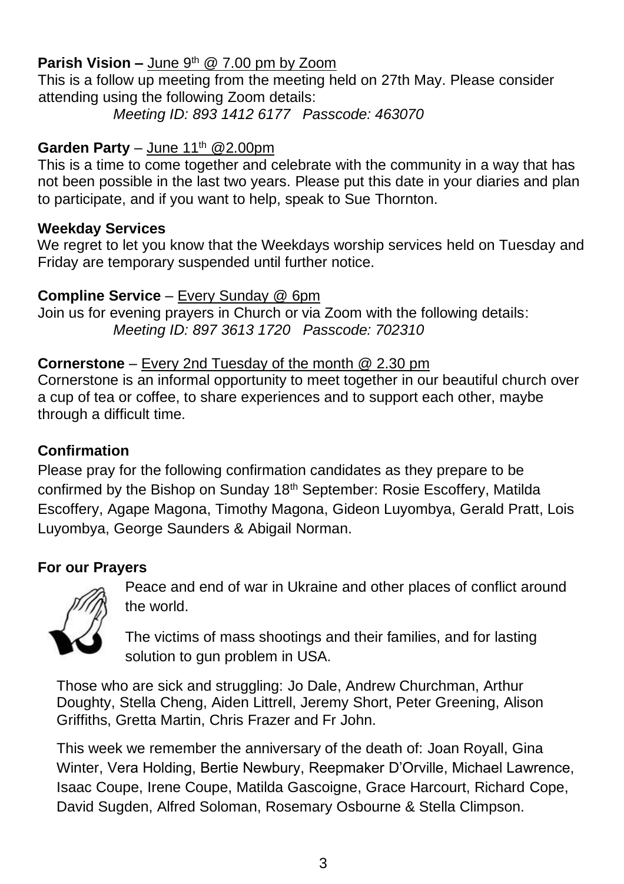**Parish Vision –** June 9th @ 7.00 pm by Zoom

This is a follow up meeting from the meeting held on 27th May. Please consider attending using the following Zoom details:

*Meeting ID: 893 1412 6177   Passcode: 463070*

**Garden Party** – June 11th @2.00pm

This is a time to come together and celebrate with the community in a way that has not been possible in the last two years. Please put this date in your diaries and plan to participate, and if you want to help, speak to Sue Thornton.

**Weekday Services**

We regret to let you know that the Weekdays worship services held on Tuesday and Friday are temporary suspended until further notice.

**Compline Service** – Every Sunday @ 6pm

Join us for evening prayers in Church or via Zoom with the following details:

*Meeting ID: 897 3613 1720   Passcode: 702310*

**Cornerstone** – Every 2nd Tuesday of the month @ 2.30 pm

Cornerstone is an informal opportunity to meet together in our beautiful church over a cup of tea or coffee, to share experiences and to support each other, maybe through a difficult time.

**Confirmation**

Please pray for the following confirmation candidates as they prepare to be confirmed by the Bishop on Sunday 18th September: Rosie Escoffery, Matilda Escoffery, Agape Magona, Timothy Magona, Gideon Luyombya, Gerald Pratt, Lois Luyombya, George Saunders & Abigail Norman.

**For our Prayers**

Peace and end of war in Ukraine and other places of conflict around the world.

The victims of mass shootings and their families, and for lasting solution to gun problem in USA.

Those who are sick and struggling: Jo Dale, Andrew Churchman, Arthur Doughty, Stella Cheng, Aiden Littrell, Jeremy Short, Peter Greening, Alison Griffiths, Gretta Martin, Chris Frazer and Fr John.

This week we remember the anniversary of the death of: Joan Royall, Gina Winter, Vera Holding, Bertie Newbury, Reepmaker D'Orville, Michael Lawrence, Isaac Coupe, Irene Coupe, Matilda Gascoigne, Grace Harcourt, Richard Cope, David Sugden, Alfred Soloman, Rosemary Osbourne & Stella Climpson.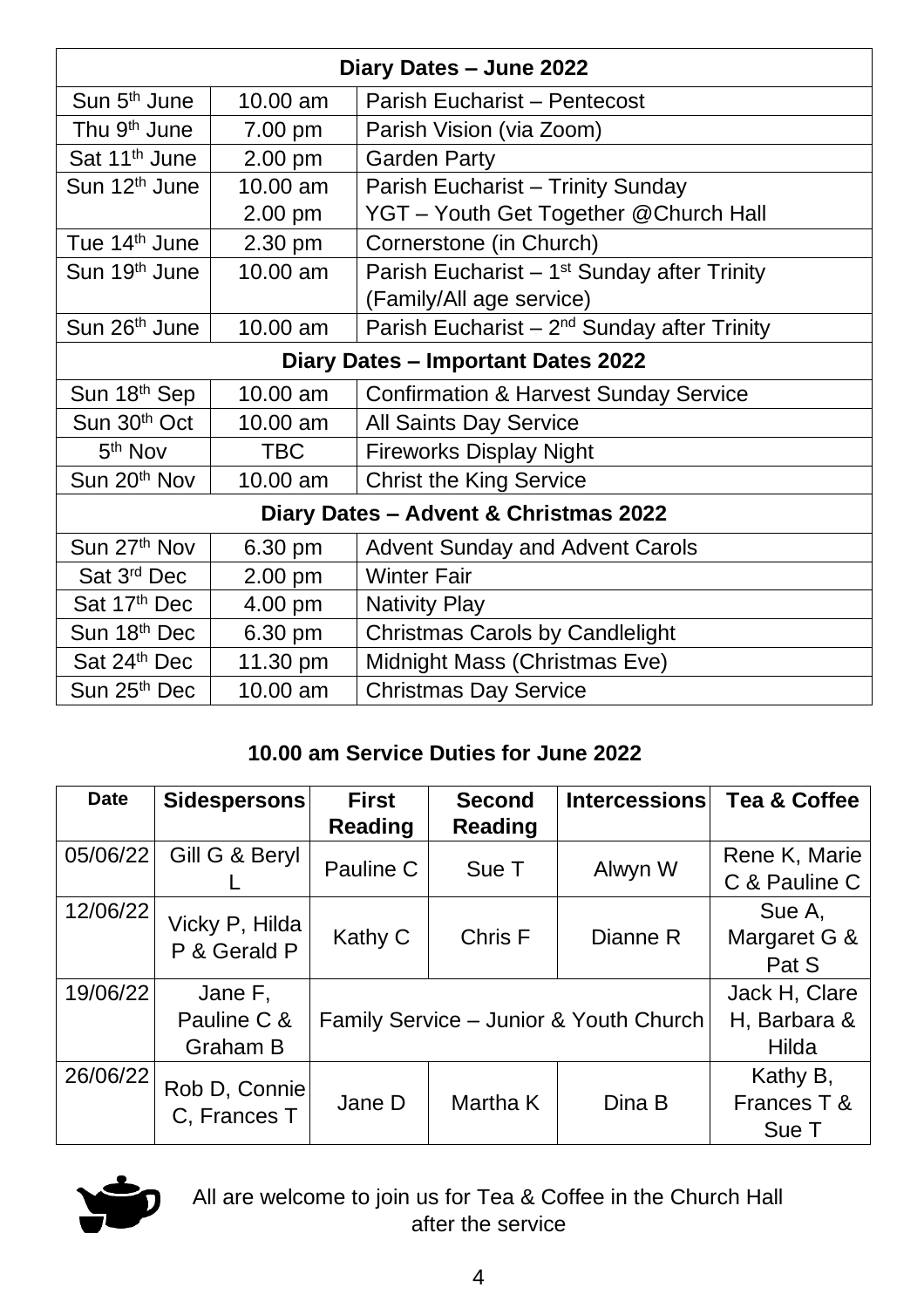| Diary Dates – June 2022 | | |
|---|---|---|
| Sun 5th June | 10.00 am | Parish Eucharist – Pentecost |
| Thu 9th June | 7.00 pm | Parish Vision (via Zoom) |
| Sat 11th June | 2.00 pm | Garden Party |
| Sun 12th June | 10.00 am<br>2.00 pm | Parish Eucharist – Trinity Sunday<br>YGT – Youth Get Together @Church Hall |
| Tue 14th June | 2.30 pm | Cornerstone (in Church) |
| Sun 19th June | 10.00 am | Parish Eucharist – 1st Sunday after Trinity (Family/All age service) |
| Sun 26th June | 10.00 am | Parish Eucharist – 2nd Sunday after Trinity |
| **Diary Dates – Important Dates 2022** | | |
| Sun 18th Sep | 10.00 am | Confirmation & Harvest Sunday Service |
| Sun 30th Oct | 10.00 am | All Saints Day Service |
| 5th Nov | TBC | Fireworks Display Night |
| Sun 20th Nov | 10.00 am | Christ the King Service |
| **Diary Dates – Advent & Christmas 2022** | | |
| Sun 27th Nov | 6.30 pm | Advent Sunday and Advent Carols |
| Sat 3rd Dec | 2.00 pm | Winter Fair |
| Sat 17th Dec | 4.00 pm | Nativity Play |
| Sun 18th Dec | 6.30 pm | Christmas Carols by Candlelight |
| Sat 24th Dec | 11.30 pm | Midnight Mass (Christmas Eve) |
| Sun 25th Dec | 10.00 am | Christmas Day Service |

## 10.00 am Service Duties for June 2022

| Date | Sidespersons | First Reading | Second Reading | Intercessions | Tea & Coffee |
|---|---|---|---|---|---|
| 05/06/22 | Gill G & Beryl L | Pauline C | Sue T | Alwyn W | Rene K, Marie C & Pauline C |
| 12/06/22 | Vicky P, Hilda P & Gerald P | Kathy C | Chris F | Dianne R | Sue A, Margaret G & Pat S |
| 19/06/22 | Jane F, Pauline C & Graham B | Family Service – Junior & Youth Church | | | Jack H, Clare H, Barbara & Hilda |
| 26/06/22 | Rob D, Connie C, Frances T | Jane D | Martha K | Dina B | Kathy B, Frances T & Sue T |

All are welcome to join us for Tea & Coffee in the Church Hall after the service